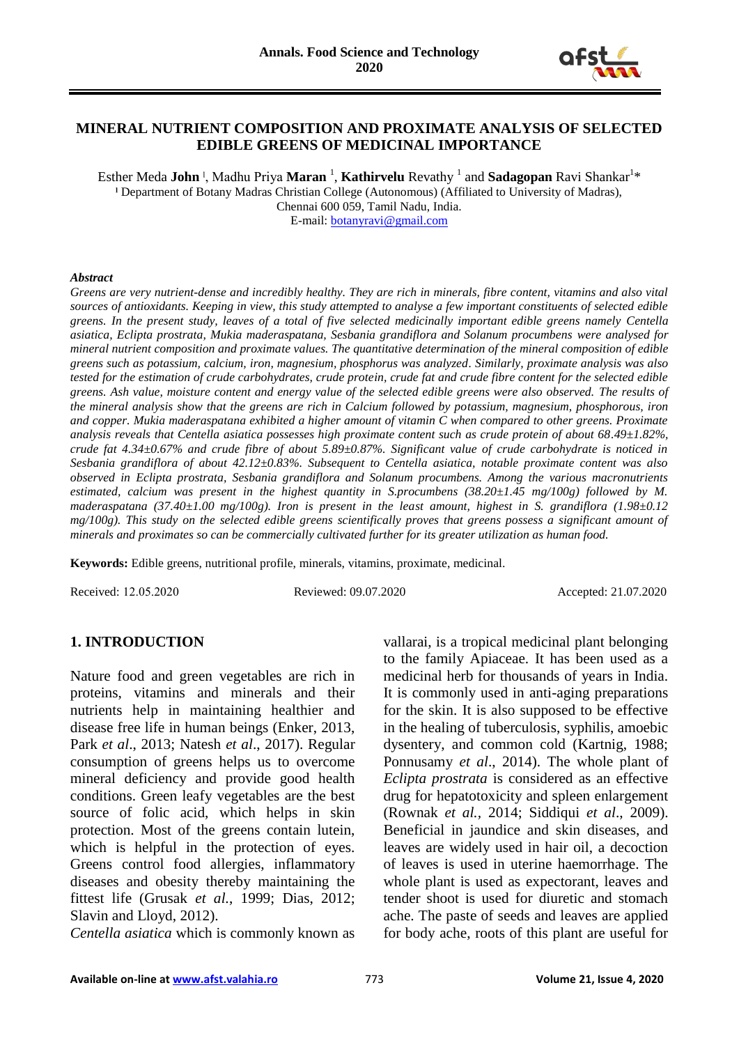# MINERAL NUTRIENT COMPOSITION AND PROXIMATE ANALYSIS OF SELECTED EDIBLE GREENS OF MEDICINAL IMPORTANCE

Esther Meda **John** [1], Madhu Priya **Maran** [1], **Kathirvelu** Revathy [1] and **Sadagopan** Ravi Shankar[1]*

[1] Department of Botany Madras Christian College (Autonomous) (Affiliated to University of Madras), Chennai 600 059, Tamil Nadu, India.
E-mail: botanyravi@gmail.com

### *Abstract*

*Greens are very nutrient-dense and incredibly healthy. They are rich in minerals, fibre content, vitamins and also vital sources of antioxidants. Keeping in view, this study attempted to analyse a few important constituents of selected edible greens. In the present study, leaves of a total of five selected medicinally important edible greens namely Centella asiatica, Eclipta prostrata, Mukia maderaspatana, Sesbania grandiflora and Solanum procumbens were analysed for mineral nutrient composition and proximate values. The quantitative determination of the mineral composition of edible greens such as potassium, calcium, iron, magnesium, phosphorus was analyzed. Similarly, proximate analysis was also tested for the estimation of crude carbohydrates, crude protein, crude fat and crude fibre content for the selected edible greens. Ash value, moisture content and energy value of the selected edible greens were also observed. The results of the mineral analysis show that the greens are rich in Calcium followed by potassium, magnesium, phosphorous, iron and copper. Mukia maderaspatana exhibited a higher amount of vitamin C when compared to other greens. Proximate analysis reveals that Centella asiatica possesses high proximate content such as crude protein of about 68.49±1.82%, crude fat 4.34±0.67% and crude fibre of about 5.89±0.87%. Significant value of crude carbohydrate is noticed in Sesbania grandiflora of about 42.12±0.83%. Subsequent to Centella asiatica, notable proximate content was also observed in Eclipta prostrata, Sesbania grandiflora and Solanum procumbens. Among the various macronutrients estimated, calcium was present in the highest quantity in S.procumbens (38.20±1.45 mg/100g) followed by M. maderaspatana (37.40±1.00 mg/100g). Iron is present in the least amount, highest in S. grandiflora (1.98±0.12 mg/100g). This study on the selected edible greens scientifically proves that greens possess a significant amount of minerals and proximates so can be commercially cultivated further for its greater utilization as human food.*

**Keywords:** Edible greens, nutritional profile, minerals, vitamins, proximate, medicinal.

Received: 12.05.2020 Reviewed: 09.07.2020 Accepted: 21.07.2020

## 1. INTRODUCTION

Nature food and green vegetables are rich in proteins, vitamins and minerals and their nutrients help in maintaining healthier and disease free life in human beings (Enker, 2013, Park *et al*., 2013; Natesh *et al*., 2017). Regular consumption of greens helps us to overcome mineral deficiency and provide good health conditions. Green leafy vegetables are the best source of folic acid, which helps in skin protection. Most of the greens contain lutein, which is helpful in the protection of eyes. Greens control food allergies, inflammatory diseases and obesity thereby maintaining the fittest life (Grusak *et al.*, 1999; Dias, 2012; Slavin and Lloyd, 2012).

*Centella asiatica* which is commonly known as vallarai, is a tropical medicinal plant belonging to the family Apiaceae. It has been used as a medicinal herb for thousands of years in India. It is commonly used in anti-aging preparations for the skin. It is also supposed to be effective in the healing of tuberculosis, syphilis, amoebic dysentery, and common cold (Kartnig, 1988; Ponnusamy *et al*., 2014). The whole plant of *Eclipta prostrata* is considered as an effective drug for hepatotoxicity and spleen enlargement (Rownak *et al.*, 2014; Siddiqui *et al*., 2009). Beneficial in jaundice and skin diseases, and leaves are widely used in hair oil, a decoction of leaves is used in uterine haemorrhage. The whole plant is used as expectorant, leaves and tender shoot is used for diuretic and stomach ache. The paste of seeds and leaves are applied for body ache, roots of this plant are useful for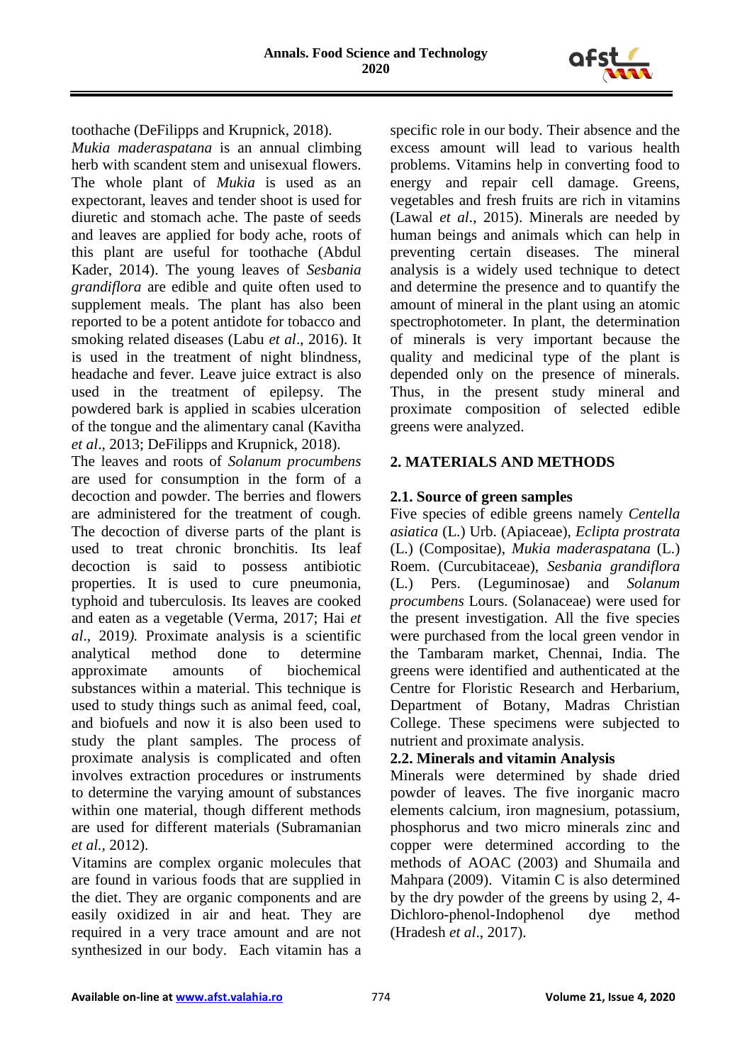toothache (DeFilipps and Krupnick, 2018).

*Mukia maderaspatana* is an annual climbing herb with scandent stem and unisexual flowers. The whole plant of *Mukia* is used as an expectorant, leaves and tender shoot is used for diuretic and stomach ache. The paste of seeds and leaves are applied for body ache, roots of this plant are useful for toothache (Abdul Kader, 2014). The young leaves of *Sesbania grandiflora* are edible and quite often used to supplement meals. The plant has also been reported to be a potent antidote for tobacco and smoking related diseases (Labu *et al*., 2016). It is used in the treatment of night blindness, headache and fever. Leave juice extract is also used in the treatment of epilepsy. The powdered bark is applied in scabies ulceration of the tongue and the alimentary canal (Kavitha *et al*., 2013; DeFilipps and Krupnick, 2018).

The leaves and roots of *Solanum procumbens* are used for consumption in the form of a decoction and powder. The berries and flowers are administered for the treatment of cough. The decoction of diverse parts of the plant is used to treat chronic bronchitis. Its leaf decoction is said to possess antibiotic properties. It is used to cure pneumonia, typhoid and tuberculosis. Its leaves are cooked and eaten as a vegetable (Verma, 2017; Hai *et al*., 2019). Proximate analysis is a scientific analytical method done to determine approximate amounts of biochemical substances within a material. This technique is used to study things such as animal feed, coal, and biofuels and now it is also been used to study the plant samples. The process of proximate analysis is complicated and often involves extraction procedures or instruments to determine the varying amount of substances within one material, though different methods are used for different materials (Subramanian *et al.*, 2012).

Vitamins are complex organic molecules that are found in various foods that are supplied in the diet. They are organic components and are easily oxidized in air and heat. They are required in a very trace amount and are not synthesized in our body. Each vitamin has a specific role in our body. Their absence and the excess amount will lead to various health problems. Vitamins help in converting food to energy and repair cell damage. Greens, vegetables and fresh fruits are rich in vitamins (Lawal *et al*., 2015). Minerals are needed by human beings and animals which can help in preventing certain diseases. The mineral analysis is a widely used technique to detect and determine the presence and to quantify the amount of mineral in the plant using an atomic spectrophotometer. In plant, the determination of minerals is very important because the quality and medicinal type of the plant is depended only on the presence of minerals. Thus, in the present study mineral and proximate composition of selected edible greens were analyzed.

## 2. MATERIALS AND METHODS

### 2.1. Source of green samples

Five species of edible greens namely *Centella asiatica* (L.) Urb. (Apiaceae), *Eclipta prostrata* (L.) (Compositae), *Mukia maderaspatana* (L.) Roem. (Curcubitaceae), *Sesbania grandiflora* (L.) Pers. (Leguminosae) and *Solanum procumbens* Lours. (Solanaceae) were used for the present investigation. All the five species were purchased from the local green vendor in the Tambaram market, Chennai, India. The greens were identified and authenticated at the Centre for Floristic Research and Herbarium, Department of Botany, Madras Christian College. These specimens were subjected to nutrient and proximate analysis.

### 2.2. Minerals and vitamin Analysis

Minerals were determined by shade dried powder of leaves. The five inorganic macro elements calcium, iron magnesium, potassium, phosphorus and two micro minerals zinc and copper were determined according to the methods of AOAC (2003) and Shumaila and Mahpara (2009). Vitamin C is also determined by the dry powder of the greens by using 2, 4-Dichloro-phenol-Indophenol dye method (Hradesh *et al*., 2017).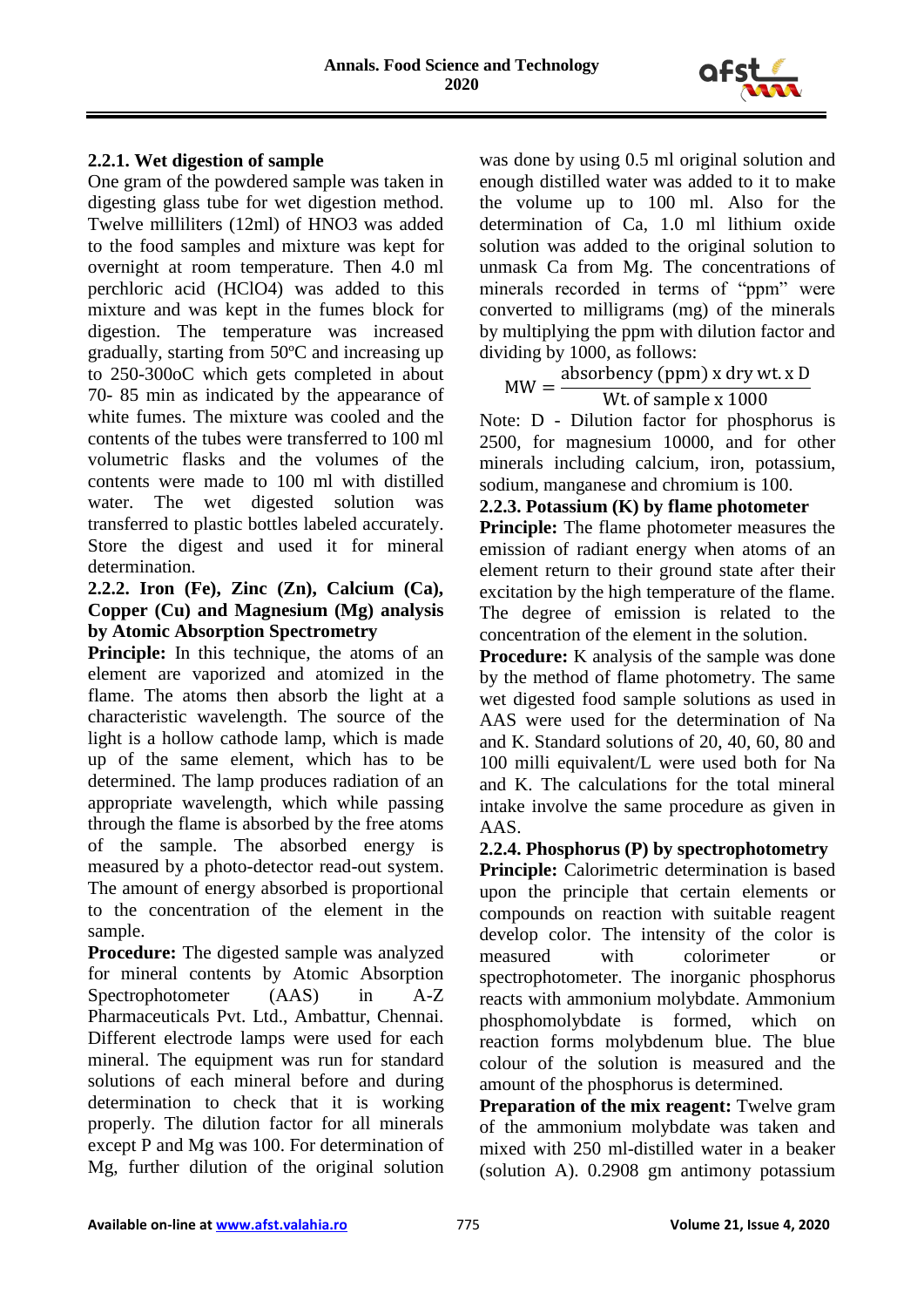### 2.2.1. Wet digestion of sample

One gram of the powdered sample was taken in digesting glass tube for wet digestion method. Twelve milliliters (12ml) of $HNO_3$ was added to the food samples and mixture was kept for overnight at room temperature. Then 4.0 ml perchloric acid ($HClO_4$) was added to this mixture and was kept in the fumes block for digestion. The temperature was increased gradually, starting from 50ºC and increasing up to 250-300oC which gets completed in about 70- 85 min as indicated by the appearance of white fumes. The mixture was cooled and the contents of the tubes were transferred to 100 ml volumetric flasks and the volumes of the contents were made to 100 ml with distilled water. The wet digested solution was transferred to plastic bottles labeled accurately. Store the digest and used it for mineral determination.

### 2.2.2. Iron (Fe), Zinc (Zn), Calcium (Ca), Copper (Cu) and Magnesium (Mg) analysis by Atomic Absorption Spectrometry

**Principle:** In this technique, the atoms of an element are vaporized and atomized in the flame. The atoms then absorb the light at a characteristic wavelength. The source of the light is a hollow cathode lamp, which is made up of the same element, which has to be determined. The lamp produces radiation of an appropriate wavelength, which while passing through the flame is absorbed by the free atoms of the sample. The absorbed energy is measured by a photo-detector read-out system. The amount of energy absorbed is proportional to the concentration of the element in the sample.

**Procedure:** The digested sample was analyzed for mineral contents by Atomic Absorption Spectrophotometer (AAS) in A-Z Pharmaceuticals Pvt. Ltd., Ambattur, Chennai. Different electrode lamps were used for each mineral. The equipment was run for standard solutions of each mineral before and during determination to check that it is working properly. The dilution factor for all minerals except P and Mg was 100. For determination of Mg, further dilution of the original solution was done by using 0.5 ml original solution and enough distilled water was added to it to make the volume up to 100 ml. Also for the determination of Ca, 1.0 ml lithium oxide solution was added to the original solution to unmask Ca from Mg. The concentrations of minerals recorded in terms of "ppm" were converted to milligrams (mg) of the minerals by multiplying the ppm with dilution factor and dividing by 1000, as follows:

$$\mathrm{MW} = \frac{\text{absorbency (ppm) x dry wt. x D}}{\text{Wt. of sample x 1000}}$$

Note: D - Dilution factor for phosphorus is 2500, for magnesium 10000, and for other minerals including calcium, iron, potassium, sodium, manganese and chromium is 100.

### 2.2.3. Potassium (K) by flame photometer

**Principle:** The flame photometer measures the emission of radiant energy when atoms of an element return to their ground state after their excitation by the high temperature of the flame. The degree of emission is related to the concentration of the element in the solution.

**Procedure:** K analysis of the sample was done by the method of flame photometry. The same wet digested food sample solutions as used in AAS were used for the determination of Na and K. Standard solutions of 20, 40, 60, 80 and 100 milli equivalent/L were used both for Na and K. The calculations for the total mineral intake involve the same procedure as given in AAS.

### 2.2.4. Phosphorus (P) by spectrophotometry

**Principle:** Calorimetric determination is based upon the principle that certain elements or compounds on reaction with suitable reagent develop color. The intensity of the color is measured with colorimeter or spectrophotometer. The inorganic phosphorus reacts with ammonium molybdate. Ammonium phosphomolybdate is formed, which on reaction forms molybdenum blue. The blue colour of the solution is measured and the amount of the phosphorus is determined.

**Preparation of the mix reagent:** Twelve gram of the ammonium molybdate was taken and mixed with 250 ml-distilled water in a beaker (solution A). 0.2908 gm antimony potassium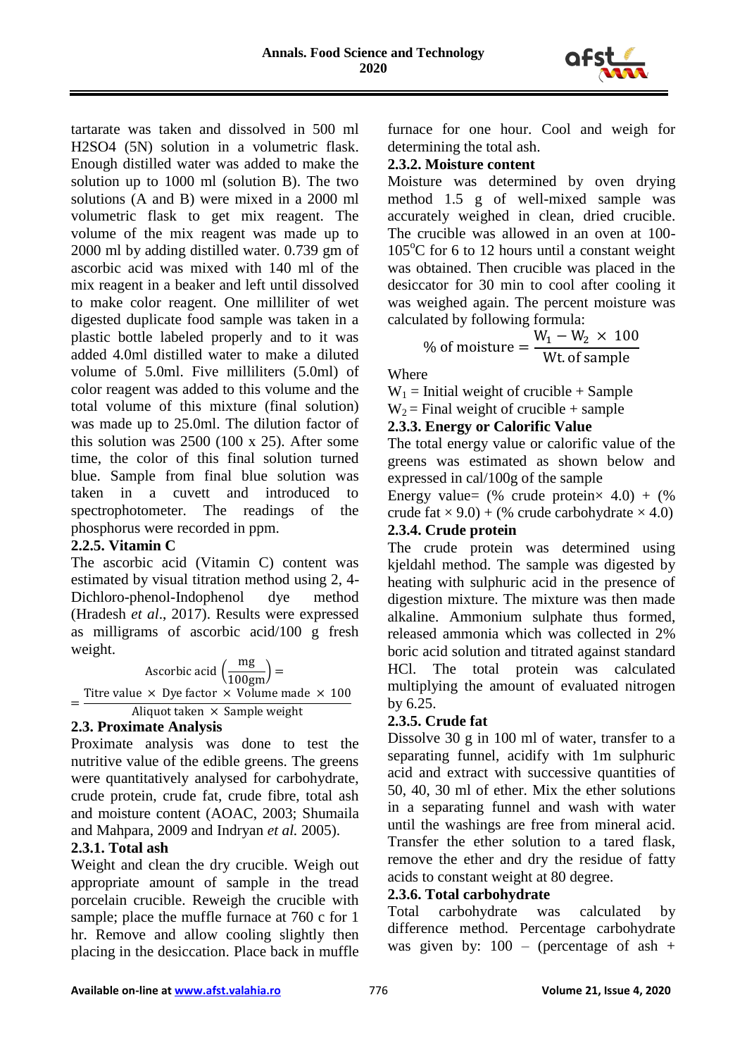tartarate was taken and dissolved in 500 ml $H_2SO_4$ (5N) solution in a volumetric flask. Enough distilled water was added to make the solution up to 1000 ml (solution B). The two solutions (A and B) were mixed in a 2000 ml volumetric flask to get mix reagent. The volume of the mix reagent was made up to 2000 ml by adding distilled water. 0.739 gm of ascorbic acid was mixed with 140 ml of the mix reagent in a beaker and left until dissolved to make color reagent. One milliliter of wet digested duplicate food sample was taken in a plastic bottle labeled properly and to it was added 4.0ml distilled water to make a diluted volume of 5.0ml. Five milliliters (5.0ml) of color reagent was added to this volume and the total volume of this mixture (final solution) was made up to 25.0ml. The dilution factor of this solution was 2500 (100 x 25). After some time, the color of this final solution turned blue. Sample from final blue solution was taken in a cuvett and introduced to spectrophotometer. The readings of the phosphorus were recorded in ppm.

### 2.2.5. Vitamin C

The ascorbic acid (Vitamin C) content was estimated by visual titration method using 2, 4-Dichloro-phenol-Indophenol dye method (Hradesh *et al*., 2017). Results were expressed as milligrams of ascorbic acid/100 g fresh weight.

$$\text{Ascorbic acid}\left(\frac{\text{mg}}{100\text{gm}}\right) = \frac{\text{Titre value} \times \text{Dye factor} \times \text{Volume made} \times 100}{\text{Aliquot taken} \times \text{Sample weight}}$$

## 2.3. Proximate Analysis

Proximate analysis was done to test the nutritive value of the edible greens. The greens were quantitatively analysed for carbohydrate, crude protein, crude fat, crude fibre, total ash and moisture content (AOAC, 2003; Shumaila and Mahpara, 2009 and Indryan *et al.* 2005).

### 2.3.1. Total ash

Weight and clean the dry crucible. Weigh out appropriate amount of sample in the tread porcelain crucible. Reweigh the crucible with sample; place the muffle furnace at 760 c for 1 hr. Remove and allow cooling slightly then placing in the desiccation. Place back in muffle furnace for one hour. Cool and weigh for determining the total ash.

### 2.3.2. Moisture content

Moisture was determined by oven drying method 1.5 g of well-mixed sample was accurately weighed in clean, dried crucible. The crucible was allowed in an oven at 100-105°C for 6 to 12 hours until a constant weight was obtained. Then crucible was placed in the desiccator for 30 min to cool after cooling it was weighed again. The percent moisture was calculated by following formula:

$$\%\text{ of moisture} = \frac{W_1 - W_2 \times 100}{\text{Wt. of sample}}$$

Where

$W_1$ = Initial weight of crucible + Sample

$W_2$ = Final weight of crucible + sample

### 2.3.3. Energy or Calorific Value

The total energy value or calorific value of the greens was estimated as shown below and expressed in cal/100g of the sample

Energy value= (% crude protein× 4.0) + (% crude fat × 9.0) + (% crude carbohydrate × 4.0)

### 2.3.4. Crude protein

The crude protein was determined using kjeldahl method. The sample was digested by heating with sulphuric acid in the presence of digestion mixture. The mixture was then made alkaline. Ammonium sulphate thus formed, released ammonia which was collected in 2% boric acid solution and titrated against standard HCl. The total protein was calculated multiplying the amount of evaluated nitrogen by 6.25.

### 2.3.5. Crude fat

Dissolve 30 g in 100 ml of water, transfer to a separating funnel, acidify with 1m sulphuric acid and extract with successive quantities of 50, 40, 30 ml of ether. Mix the ether solutions in a separating funnel and wash with water until the washings are free from mineral acid. Transfer the ether solution to a tared flask, remove the ether and dry the residue of fatty acids to constant weight at 80 degree.

### 2.3.6. Total carbohydrate

Total carbohydrate was calculated by difference method. Percentage carbohydrate was given by: 100 – (percentage of ash +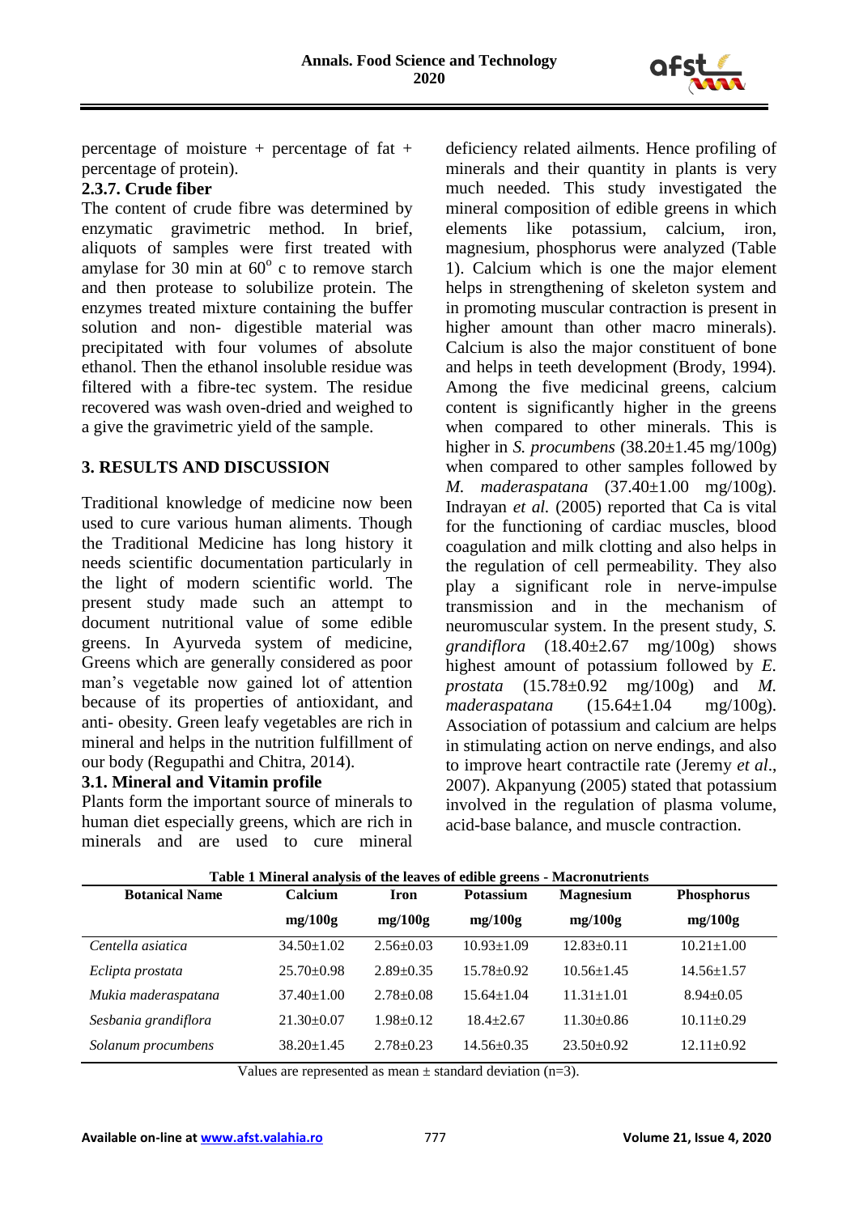percentage of moisture + percentage of fat + percentage of protein).

### 2.3.7. Crude fiber

The content of crude fibre was determined by enzymatic gravimetric method. In brief, aliquots of samples were first treated with amylase for 30 min at $60^{o}$ c to remove starch and then protease to solubilize protein. The enzymes treated mixture containing the buffer solution and non- digestible material was precipitated with four volumes of absolute ethanol. Then the ethanol insoluble residue was filtered with a fibre-tec system. The residue recovered was wash oven-dried and weighed to a give the gravimetric yield of the sample.

## 3. RESULTS AND DISCUSSION

Traditional knowledge of medicine now been used to cure various human aliments. Though the Traditional Medicine has long history it needs scientific documentation particularly in the light of modern scientific world. The present study made such an attempt to document nutritional value of some edible greens. In Ayurveda system of medicine, Greens which are generally considered as poor man's vegetable now gained lot of attention because of its properties of antioxidant, and anti- obesity. Green leafy vegetables are rich in mineral and helps in the nutrition fulfillment of our body (Regupathi and Chitra, 2014).

### 3.1. Mineral and Vitamin profile

Plants form the important source of minerals to human diet especially greens, which are rich in minerals and are used to cure mineral deficiency related ailments. Hence profiling of minerals and their quantity in plants is very much needed. This study investigated the mineral composition of edible greens in which elements like potassium, calcium, iron, magnesium, phosphorus were analyzed (Table 1). Calcium which is one the major element helps in strengthening of skeleton system and in promoting muscular contraction is present in higher amount than other macro minerals). Calcium is also the major constituent of bone and helps in teeth development (Brody, 1994). Among the five medicinal greens, calcium content is significantly higher in the greens when compared to other minerals. This is higher in *S. procumbens* (38.20±1.45 mg/100g) when compared to other samples followed by *M. maderaspatana* (37.40±1.00 mg/100g). Indrayan *et al.* (2005) reported that Ca is vital for the functioning of cardiac muscles, blood coagulation and milk clotting and also helps in the regulation of cell permeability. They also play a significant role in nerve-impulse transmission and in the mechanism of neuromuscular system. In the present study, *S. grandiflora* (18.40±2.67 mg/100g) shows highest amount of potassium followed by *E. prostata* (15.78±0.92 mg/100g) and *M. maderaspatana* (15.64±1.04 mg/100g). Association of potassium and calcium are helps in stimulating action on nerve endings, and also to improve heart contractile rate (Jeremy *et al*., 2007). Akpanyung (2005) stated that potassium involved in the regulation of plasma volume, acid-base balance, and muscle contraction.

**Table 1 Mineral analysis of the leaves of edible greens - Macronutrients**

| Botanical Name | Calcium mg/100g | Iron mg/100g | Potassium mg/100g | Magnesium mg/100g | Phosphorus mg/100g |
|---|---|---|---|---|---|
| *Centella asiatica* | 34.50±1.02 | 2.56±0.03 | 10.93±1.09 | 12.83±0.11 | 10.21±1.00 |
| *Eclipta prostata* | 25.70±0.98 | 2.89±0.35 | 15.78±0.92 | 10.56±1.45 | 14.56±1.57 |
| *Mukia maderaspatana* | 37.40±1.00 | 2.78±0.08 | 15.64±1.04 | 11.31±1.01 | 8.94±0.05 |
| *Sesbania grandiflora* | 21.30±0.07 | 1.98±0.12 | 18.4±2.67 | 11.30±0.86 | 10.11±0.29 |
| *Solanum procumbens* | 38.20±1.45 | 2.78±0.23 | 14.56±0.35 | 23.50±0.92 | 12.11±0.92 |

Values are represented as mean ± standard deviation (n=3).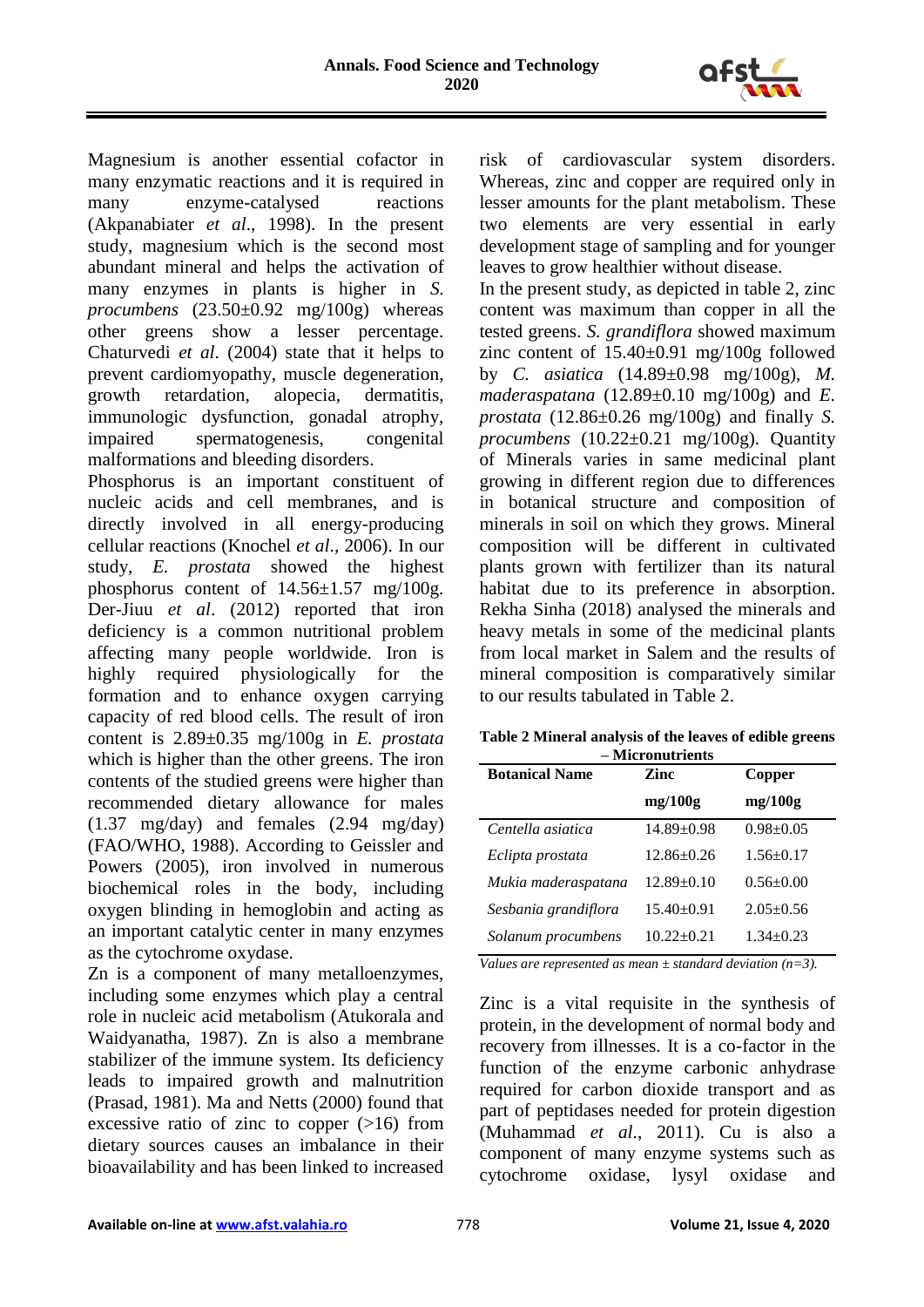Magnesium is another essential cofactor in many enzymatic reactions and it is required in many enzyme-catalysed reactions (Akpanabiater *et al*., 1998). In the present study, magnesium which is the second most abundant mineral and helps the activation of many enzymes in plants is higher in *S. procumbens* (23.50±0.92 mg/100g) whereas other greens show a lesser percentage. Chaturvedi *et al*. (2004) state that it helps to prevent cardiomyopathy, muscle degeneration, growth retardation, alopecia, dermatitis, immunologic dysfunction, gonadal atrophy, impaired spermatogenesis, congenital malformations and bleeding disorders.

Phosphorus is an important constituent of nucleic acids and cell membranes, and is directly involved in all energy-producing cellular reactions (Knochel *et al*., 2006). In our study, *E. prostata* showed the highest phosphorus content of 14.56±1.57 mg/100g. Der-Jiuu *et al*. (2012) reported that iron deficiency is a common nutritional problem affecting many people worldwide. Iron is highly required physiologically for the formation and to enhance oxygen carrying capacity of red blood cells. The result of iron content is 2.89±0.35 mg/100g in *E. prostata* which is higher than the other greens. The iron contents of the studied greens were higher than recommended dietary allowance for males (1.37 mg/day) and females (2.94 mg/day) (FAO/WHO, 1988). According to Geissler and Powers (2005), iron involved in numerous biochemical roles in the body, including oxygen blinding in hemoglobin and acting as an important catalytic center in many enzymes as the cytochrome oxydase.

Zn is a component of many metalloenzymes, including some enzymes which play a central role in nucleic acid metabolism (Atukorala and Waidyanatha, 1987). Zn is also a membrane stabilizer of the immune system. Its deficiency leads to impaired growth and malnutrition (Prasad, 1981). Ma and Netts (2000) found that excessive ratio of zinc to copper (>16) from dietary sources causes an imbalance in their bioavailability and has been linked to increased risk of cardiovascular system disorders. Whereas, zinc and copper are required only in lesser amounts for the plant metabolism. These two elements are very essential in early development stage of sampling and for younger leaves to grow healthier without disease.

In the present study, as depicted in table 2, zinc content was maximum than copper in all the tested greens. *S. grandiflora* showed maximum zinc content of 15.40±0.91 mg/100g followed by *C. asiatica* (14.89±0.98 mg/100g), *M. maderaspatana* (12.89±0.10 mg/100g) and *E. prostata* (12.86±0.26 mg/100g) and finally *S. procumbens* (10.22±0.21 mg/100g). Quantity of Minerals varies in same medicinal plant growing in different region due to differences in botanical structure and composition of minerals in soil on which they grows. Mineral composition will be different in cultivated plants grown with fertilizer than its natural habitat due to its preference in absorption. Rekha Sinha (2018) analysed the minerals and heavy metals in some of the medicinal plants from local market in Salem and the results of mineral composition is comparatively similar to our results tabulated in Table 2.

**Table 2 Mineral analysis of the leaves of edible greens – Micronutrients**

| Botanical Name | Zinc mg/100g | Copper mg/100g |
|---|---|---|
| *Centella asiatica* | 14.89±0.98 | 0.98±0.05 |
| *Eclipta prostata* | 12.86±0.26 | 1.56±0.17 |
| *Mukia maderaspatana* | 12.89±0.10 | 0.56±0.00 |
| *Sesbania grandiflora* | 15.40±0.91 | 2.05±0.56 |
| *Solanum procumbens* | 10.22±0.21 | 1.34±0.23 |

*Values are represented as mean ± standard deviation (n=3).*

Zinc is a vital requisite in the synthesis of protein, in the development of normal body and recovery from illnesses. It is a co-factor in the function of the enzyme carbonic anhydrase required for carbon dioxide transport and as part of peptidases needed for protein digestion (Muhammad *et al*., 2011). Cu is also a component of many enzyme systems such as cytochrome oxidase, lysyl oxidase and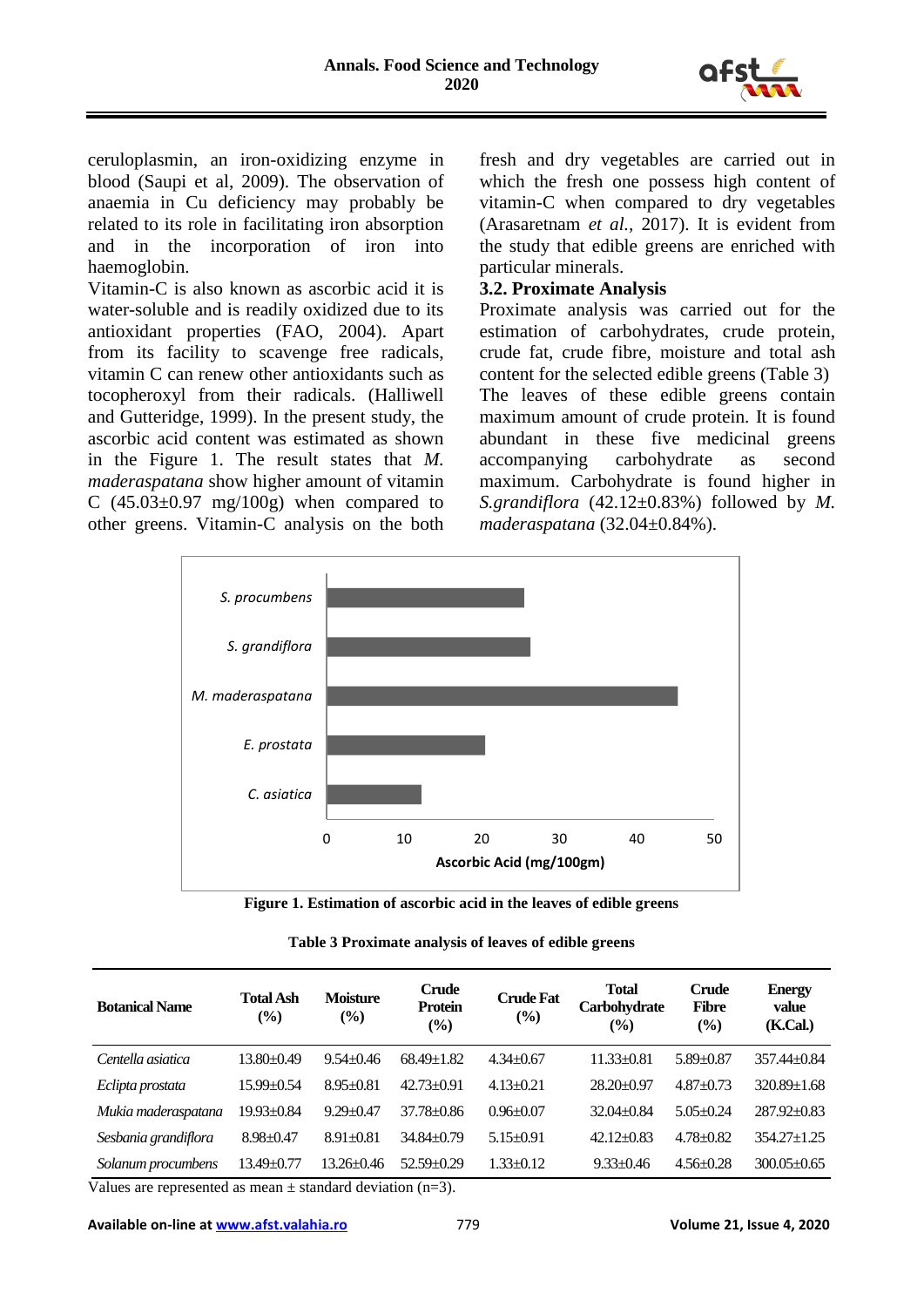ceruloplasmin, an iron-oxidizing enzyme in blood (Saupi et al, 2009). The observation of anaemia in Cu deficiency may probably be related to its role in facilitating iron absorption and in the incorporation of iron into haemoglobin.

Vitamin-C is also known as ascorbic acid it is water-soluble and is readily oxidized due to its antioxidant properties (FAO, 2004). Apart from its facility to scavenge free radicals, vitamin C can renew other antioxidants such as tocopheroxyl from their radicals. (Halliwell and Gutteridge, 1999). In the present study, the ascorbic acid content was estimated as shown in the Figure 1. The result states that *M. maderaspatana* show higher amount of vitamin C (45.03±0.97 mg/100g) when compared to other greens. Vitamin-C analysis on the both fresh and dry vegetables are carried out in which the fresh one possess high content of vitamin-C when compared to dry vegetables (Arasaretnam *et al.,* 2017). It is evident from the study that edible greens are enriched with particular minerals.

### 3.2. Proximate Analysis

Proximate analysis was carried out for the estimation of carbohydrates, crude protein, crude fat, crude fibre, moisture and total ash content for the selected edible greens (Table 3) The leaves of these edible greens contain maximum amount of crude protein. It is found abundant in these five medicinal greens accompanying carbohydrate as second maximum. Carbohydrate is found higher in *S.grandiflora* (42.12±0.83%) followed by *M. maderaspatana* (32.04±0.84%).

**Figure 1. Estimation of ascorbic acid in the leaves of edible greens**

**Table 3 Proximate analysis of leaves of edible greens**

| Botanical Name | Total Ash (%) | Moisture (%) | Crude Protein (%) | Crude Fat (%) | Total Carbohydrate (%) | Crude Fibre (%) | Energy value (K.Cal.) |
|---|---|---|---|---|---|---|---|
| *Centella asiatica* | 13.80±0.49 | 9.54±0.46 | 68.49±1.82 | 4.34±0.67 | 11.33±0.81 | 5.89±0.87 | 357.44±0.84 |
| *Eclipta prostata* | 15.99±0.54 | 8.95±0.81 | 42.73±0.91 | 4.13±0.21 | 28.20±0.97 | 4.87±0.73 | 320.89±1.68 |
| *Mukia maderaspatana* | 19.93±0.84 | 9.29±0.47 | 37.78±0.86 | 0.96±0.07 | 32.04±0.84 | 5.05±0.24 | 287.92±0.83 |
| *Sesbania grandiflora* | 8.98±0.47 | 8.91±0.81 | 34.84±0.79 | 5.15±0.91 | 42.12±0.83 | 4.78±0.82 | 354.27±1.25 |
| *Solanum procumbens* | 13.49±0.77 | 13.26±0.46 | 52.59±0.29 | 1.33±0.12 | 9.33±0.46 | 4.56±0.28 | 300.05±0.65 |

Values are represented as mean ± standard deviation (n=3).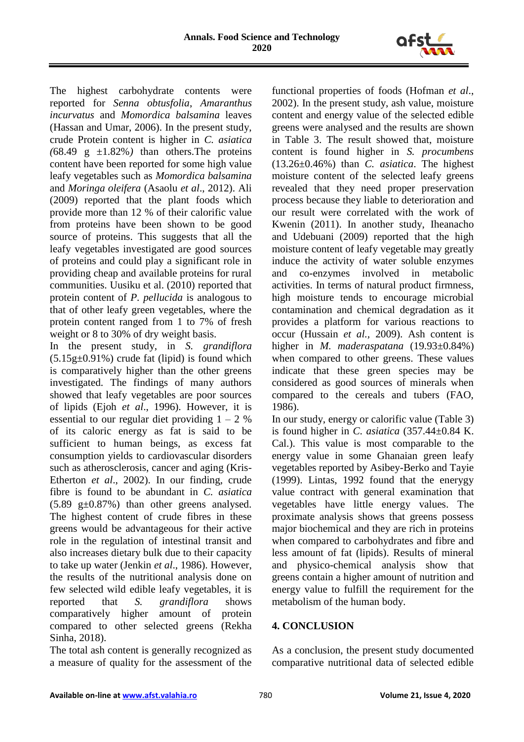The highest carbohydrate contents were reported for *Senna obtusfolia*, *Amaranthus incurvatus* and *Momordica balsamina* leaves (Hassan and Umar, 2006). In the present study, crude Protein content is higher in *C. asiatica (*68.49 g ±1.82%*)* than others.The proteins content have been reported for some high value leafy vegetables such as *Momordica balsamina* and *Moringa oleifera* (Asaolu *et al*., 2012). Ali (2009) reported that the plant foods which provide more than 12 % of their calorific value from proteins have been shown to be good source of proteins. This suggests that all the leafy vegetables investigated are good sources of proteins and could play a significant role in providing cheap and available proteins for rural communities. Uusiku et al. (2010) reported that protein content of *P. pellucida* is analogous to that of other leafy green vegetables, where the protein content ranged from 1 to 7% of fresh weight or 8 to 30% of dry weight basis.

In the present study, in *S. grandiflora* (5.15g±0.91%) crude fat (lipid) is found which is comparatively higher than the other greens investigated. The findings of many authors showed that leafy vegetables are poor sources of lipids (Ejoh *et al*., 1996). However, it is essential to our regular diet providing 1 – 2 % of its caloric energy as fat is said to be sufficient to human beings, as excess fat consumption yields to cardiovascular disorders such as atherosclerosis, cancer and aging (Kris-Etherton *et al*., 2002). In our finding, crude fibre is found to be abundant in *C. asiatica* (5.89 g±0.87%) than other greens analysed. The highest content of crude fibres in these greens would be advantageous for their active role in the regulation of intestinal transit and also increases dietary bulk due to their capacity to take up water (Jenkin *et al*., 1986). However, the results of the nutritional analysis done on few selected wild edible leafy vegetables, it is reported that *S. grandiflora* shows comparatively higher amount of protein compared to other selected greens (Rekha Sinha, 2018).

The total ash content is generally recognized as a measure of quality for the assessment of the functional properties of foods (Hofman *et al*., 2002). In the present study, ash value, moisture content and energy value of the selected edible greens were analysed and the results are shown in Table 3. The result showed that, moisture content is found higher in *S. procumbens* (13.26±0.46%) than *C. asiatica*. The highest moisture content of the selected leafy greens revealed that they need proper preservation process because they liable to deterioration and our result were correlated with the work of Kwenin (2011). In another study, Iheanacho and Udebuani (2009) reported that the high moisture content of leafy vegetable may greatly induce the activity of water soluble enzymes and co-enzymes involved in metabolic activities. In terms of natural product firmness, high moisture tends to encourage microbial contamination and chemical degradation as it provides a platform for various reactions to occur (Hussain *et al.,* 2009). Ash content is higher in *M. maderaspatana* (19.93±0.84%) when compared to other greens. These values indicate that these green species may be considered as good sources of minerals when compared to the cereals and tubers (FAO, 1986).

In our study, energy or calorific value (Table 3) is found higher in *C. asiatica* (357.44±0.84 K. Cal.). This value is most comparable to the energy value in some Ghanaian green leafy vegetables reported by Asibey-Berko and Tayie (1999). Lintas, 1992 found that the eneryg value contract with general examination that vegetables have little energy values. The proximate analysis shows that greens possess major biochemical and they are rich in proteins when compared to carbohydrates and fibre and less amount of fat (lipids). Results of mineral and physico-chemical analysis show that greens contain a higher amount of nutrition and energy value to fulfill the requirement for the metabolism of the human body.

## 4. CONCLUSION

As a conclusion, the present study documented comparative nutritional data of selected edible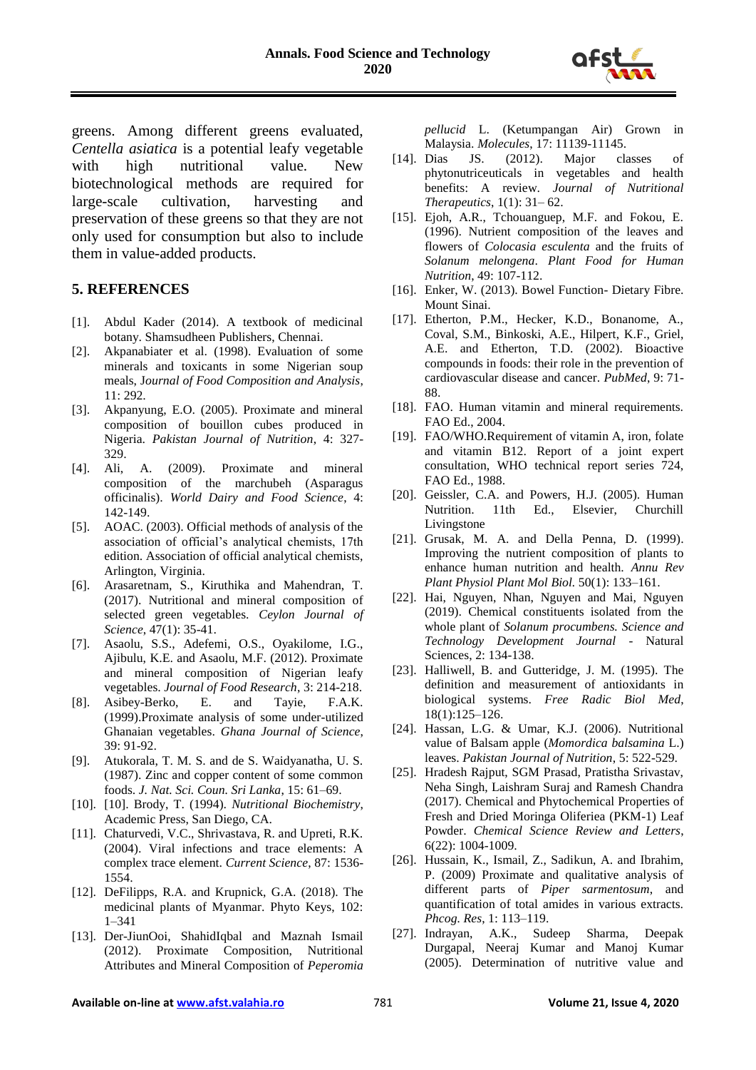greens. Among different greens evaluated, *Centella asiatica* is a potential leafy vegetable with high nutritional value. New biotechnological methods are required for large-scale cultivation, harvesting and preservation of these greens so that they are not only used for consumption but also to include them in value-added products.

## 5. REFERENCES

[1]. Abdul Kader (2014). A textbook of medicinal botany. Shamsudheen Publishers, Chennai.

[2]. Akpanabiater et al. (1998). Evaluation of some minerals and toxicants in some Nigerian soup meals, J*ournal of Food Composition and Analysis*, 11: 292.

[3]. Akpanyung, E.O. (2005). Proximate and mineral composition of bouillon cubes produced in Nigeria. *Pakistan Journal of Nutrition*, 4: 327-329.

[4]. Ali, A. (2009). Proximate and mineral composition of the marchubeh (Asparagus officinalis). *World Dairy and Food Science*, 4: 142-149.

[5]. AOAC. (2003). Official methods of analysis of the association of official's analytical chemists, 17th edition. Association of official analytical chemists, Arlington, Virginia.

[6]. Arasaretnam, S., Kiruthika and Mahendran, T. (2017). Nutritional and mineral composition of selected green vegetables. *Ceylon Journal of Science*, 47(1): 35-41.

[7]. Asaolu, S.S., Adefemi, O.S., Oyakilome, I.G., Ajibulu, K.E. and Asaolu, M.F. (2012). Proximate and mineral composition of Nigerian leafy vegetables. *Journal of Food Research*, 3: 214-218.

[8]. Asibey-Berko, E. and Tayie, F.A.K. (1999).Proximate analysis of some under-utilized Ghanaian vegetables. *Ghana Journal of Science*, 39: 91-92.

[9]. Atukorala, T. M. S. and de S. Waidyanatha, U. S. (1987). Zinc and copper content of some common foods. *J. Nat. Sci. Coun. Sri Lanka*, 15: 61–69.

[10]. [10]. Brody, T. (1994). *Nutritional Biochemistry*, Academic Press, San Diego, CA.

[11]. Chaturvedi, V.C., Shrivastava, R. and Upreti, R.K. (2004). Viral infections and trace elements: A complex trace element. *Current Science*, 87: 1536-1554.

[12]. DeFilipps, R.A. and Krupnick, G.A. (2018). The medicinal plants of Myanmar. Phyto Keys, 102: 1–341

[13]. Der-JiunOoi, ShahidIqbal and Maznah Ismail (2012). Proximate Composition, Nutritional Attributes and Mineral Composition of *Peperomia pellucid* L. (Ketumpangan Air) Grown in Malaysia. *Molecules*, 17: 11139-11145.

[14]. Dias JS. (2012). Major classes of phytonutriceuticals in vegetables and health benefits: A review. *Journal of Nutritional Therapeutics*, 1(1): 31– 62.

[15]. Ejoh, A.R., Tchouanguep, M.F. and Fokou, E. (1996). Nutrient composition of the leaves and flowers of *Colocasia esculenta* and the fruits of *Solanum melongena*. *Plant Food for Human Nutrition*, 49: 107-112.

[16]. Enker, W. (2013). Bowel Function- Dietary Fibre. Mount Sinai.

[17]. Etherton, P.M., Hecker, K.D., Bonanome, A., Coval, S.M., Binkoski, A.E., Hilpert, K.F., Griel, A.E. and Etherton, T.D. (2002). Bioactive compounds in foods: their role in the prevention of cardiovascular disease and cancer. *PubMed*, 9: 71-88.

[18]. FAO. Human vitamin and mineral requirements. FAO Ed., 2004.

[19]. FAO/WHO.Requirement of vitamin A, iron, folate and vitamin B12. Report of a joint expert consultation, WHO technical report series 724, FAO Ed., 1988.

[20]. Geissler, C.A. and Powers, H.J. (2005). Human Nutrition. 11th Ed., Elsevier, Churchill Livingstone

[21]. Grusak, M. A. and Della Penna, D. (1999). Improving the nutrient composition of plants to enhance human nutrition and health. *Annu Rev Plant Physiol Plant Mol Biol.* 50(1): 133–161.

[22]. Hai, Nguyen, Nhan, Nguyen and Mai, Nguyen (2019). Chemical constituents isolated from the whole plant of *Solanum procumbens. Science and Technology Development Journal* - Natural Sciences, 2: 134-138.

[23]. Halliwell, B. and Gutteridge, J. M. (1995). The definition and measurement of antioxidants in biological systems. *Free Radic Biol Med*, 18(1):125–126.

[24]. Hassan, L.G. & Umar, K.J. (2006). Nutritional value of Balsam apple (*Momordica balsamina* L.) leaves. *Pakistan Journal of Nutrition*, 5: 522-529.

[25]. Hradesh Rajput, SGM Prasad, Pratistha Srivastav, Neha Singh, Laishram Suraj and Ramesh Chandra (2017). Chemical and Phytochemical Properties of Fresh and Dried Moringa Oliferiea (PKM-1) Leaf Powder. *Chemical Science Review and Letters*, 6(22): 1004-1009.

[26]. Hussain, K., Ismail, Z., Sadikun, A. and Ibrahim, P. (2009) Proximate and qualitative analysis of different parts of *Piper sarmentosum*, and quantification of total amides in various extracts. *Phcog. Res*, 1: 113–119.

[27]. Indrayan, A.K., Sudeep Sharma, Deepak Durgapal, Neeraj Kumar and Manoj Kumar (2005). Determination of nutritive value and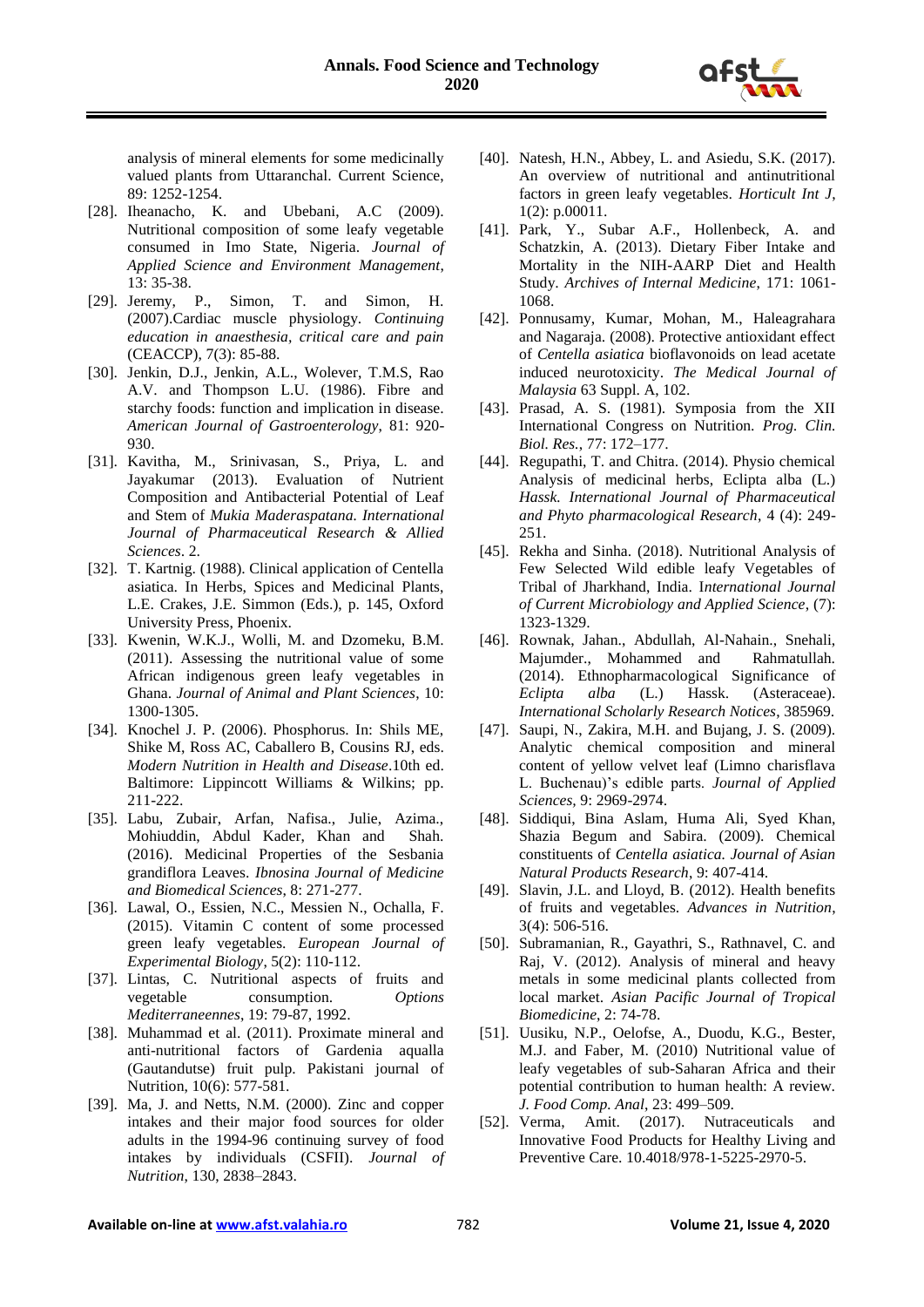analysis of mineral elements for some medicinally valued plants from Uttaranchal. Current Science, 89: 1252-1254.

[28]. Iheanacho, K. and Ubebani, A.C (2009). Nutritional composition of some leafy vegetable consumed in Imo State, Nigeria. *Journal of Applied Science and Environment Management*, 13: 35-38.

[29]. Jeremy, P., Simon, T. and Simon, H. (2007).Cardiac muscle physiology. *Continuing education in anaesthesia, critical care and pain* (CEACCP), 7(3): 85-88.

[30]. Jenkin, D.J., Jenkin, A.L., Wolever, T.M.S, Rao A.V. and Thompson L.U. (1986). Fibre and starchy foods: function and implication in disease. *American Journal of Gastroenterology*, 81: 920-930.

[31]. Kavitha, M., Srinivasan, S., Priya, L. and Jayakumar (2013). Evaluation of Nutrient Composition and Antibacterial Potential of Leaf and Stem of *Mukia Maderaspatana. International Journal of Pharmaceutical Research & Allied Sciences*. 2.

[32]. T. Kartnig. (1988). Clinical application of Centella asiatica. In Herbs, Spices and Medicinal Plants, L.E. Crakes, J.E. Simmon (Eds.), p. 145, Oxford University Press, Phoenix.

[33]. Kwenin, W.K.J., Wolli, M. and Dzomeku, B.M. (2011). Assessing the nutritional value of some African indigenous green leafy vegetables in Ghana. *Journal of Animal and Plant Sciences*, 10: 1300-1305.

[34]. Knochel J. P. (2006). Phosphorus. In: Shils ME, Shike M, Ross AC, Caballero B, Cousins RJ, eds. *Modern Nutrition in Health and Disease*.10th ed. Baltimore: Lippincott Williams & Wilkins; pp. 211-222.

[35]. Labu, Zubair, Arfan, Nafisa., Julie, Azima., Mohiuddin, Abdul Kader, Khan and Shah. (2016). Medicinal Properties of the Sesbania grandiflora Leaves. *Ibnosina Journal of Medicine and Biomedical Sciences*, 8: 271-277.

[36]. Lawal, O., Essien, N.C., Messien N., Ochalla, F. (2015). Vitamin C content of some processed green leafy vegetables. *European Journal of Experimental Biology*, 5(2): 110-112.

[37]. Lintas, C. Nutritional aspects of fruits and vegetable consumption. *Options Mediterraneennes*, 19: 79-87, 1992.

[38]. Muhammad et al. (2011). Proximate mineral and anti-nutritional factors of Gardenia aqualla (Gautandutse) fruit pulp. Pakistani journal of Nutrition, 10(6): 577-581.

[39]. Ma, J. and Netts, N.M. (2000). Zinc and copper intakes and their major food sources for older adults in the 1994-96 continuing survey of food intakes by individuals (CSFII). *Journal of Nutrition*, 130, 2838–2843.

[40]. Natesh, H.N., Abbey, L. and Asiedu, S.K. (2017). An overview of nutritional and antinutritional factors in green leafy vegetables. *Horticult Int J*, 1(2): p.00011.

[41]. Park, Y., Subar A.F., Hollenbeck, A. and Schatzkin, A. (2013). Dietary Fiber Intake and Mortality in the NIH-AARP Diet and Health Study. *Archives of Internal Medicine*, 171: 1061-1068.

[42]. Ponnusamy, Kumar, Mohan, M., Haleagrahara and Nagaraja. (2008). Protective antioxidant effect of *Centella asiatica* bioflavonoids on lead acetate induced neurotoxicity. *The Medical Journal of Malaysia* 63 Suppl. A, 102.

[43]. Prasad, A. S. (1981). Symposia from the XII International Congress on Nutrition. *Prog. Clin. Biol. Res.*, 77: 172–177.

[44]. Regupathi, T. and Chitra. (2014). Physio chemical Analysis of medicinal herbs, Eclipta alba (L.) *Hassk. International Journal of Pharmaceutical and Phyto pharmacological Research*, 4 (4): 249-251.

[45]. Rekha and Sinha. (2018). Nutritional Analysis of Few Selected Wild edible leafy Vegetables of Tribal of Jharkhand, India. I*nternational Journal of Current Microbiology and Applied Science*, (7): 1323-1329.

[46]. Rownak, Jahan., Abdullah, Al-Nahain., Snehali, Majumder., Mohammed and Rahmatullah. (2014). Ethnopharmacological Significance of *Eclipta alba* (L.) Hassk. (Asteraceae). *International Scholarly Research Notices*, 385969.

[47]. Saupi, N., Zakira, M.H. and Bujang, J. S. (2009). Analytic chemical composition and mineral content of yellow velvet leaf (Limno charisflava L. Buchenau)'s edible parts. *Journal of Applied Sciences*, 9: 2969-2974.

[48]. Siddiqui, Bina Aslam, Huma Ali, Syed Khan, Shazia Begum and Sabira. (2009). Chemical constituents of *Centella asiatica. Journal of Asian Natural Products Research*, 9: 407-414.

[49]. Slavin, J.L. and Lloyd, B. (2012). Health benefits of fruits and vegetables. *Advances in Nutrition*, 3(4): 506-516.

[50]. Subramanian, R., Gayathri, S., Rathnavel, C. and Raj, V. (2012). Analysis of mineral and heavy metals in some medicinal plants collected from local market. *Asian Pacific Journal of Tropical Biomedicine*, 2: 74-78.

[51]. Uusiku, N.P., Oelofse, A., Duodu, K.G., Bester, M.J. and Faber, M. (2010) Nutritional value of leafy vegetables of sub-Saharan Africa and their potential contribution to human health: A review. *J. Food Comp. Anal*, 23: 499–509.

[52]. Verma, Amit. (2017). Nutraceuticals and Innovative Food Products for Healthy Living and Preventive Care. 10.4018/978-1-5225-2970-5.